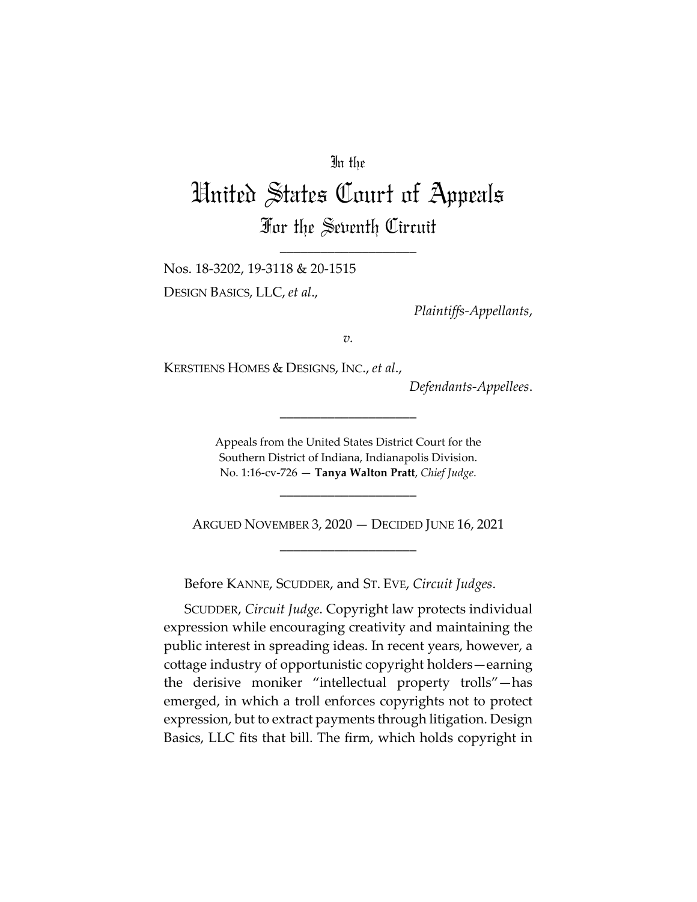In the

# United States Court of Appeals

## For the Seventh Circuit

---

Nos. 18-3202, 19-3118 & 20-1515

DESIGN BASICS, LLC, *et al*.,

*Plaintiffs-Appellants*,

*v.*

KERSTIENS HOMES & DESIGNS, INC., *et al*.,

*Defendants-Appellees*.

---

Appeals from the United States District Court for the Southern District of Indiana, Indianapolis Division.
No. 1:16-cv-726 — **Tanya Walton Pratt**, *Chief Judge*.

---

ARGUED NOVEMBER 3, 2020 — DECIDED JUNE 16, 2021

---

Before KANNE, SCUDDER, and ST. EVE, *Circuit Judges*.

SCUDDER, *Circuit Judge*. Copyright law protects individual expression while encouraging creativity and maintaining the public interest in spreading ideas. In recent years, however, a cottage industry of opportunistic copyright holders—earning the derisive moniker "intellectual property trolls"—has emerged, in which a troll enforces copyrights not to protect expression, but to extract payments through litigation. Design Basics, LLC fits that bill. The firm, which holds copyright in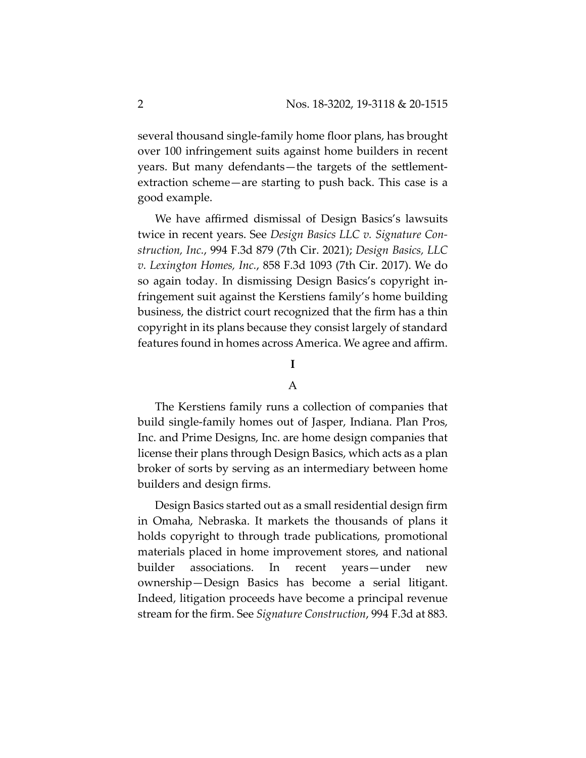several thousand single-family home floor plans, has brought over 100 infringement suits against home builders in recent years. But many defendants—the targets of the settlement-extraction scheme—are starting to push back. This case is a good example.

We have affirmed dismissal of Design Basics's lawsuits twice in recent years. See *Design Basics LLC v. Signature Construction, Inc.*, 994 F.3d 879 (7th Cir. 2021); *Design Basics, LLC v. Lexington Homes, Inc.*, 858 F.3d 1093 (7th Cir. 2017). We do so again today. In dismissing Design Basics's copyright infringement suit against the Kerstiens family's home building business, the district court recognized that the firm has a thin copyright in its plans because they consist largely of standard features found in homes across America. We agree and affirm.

# I

## A

The Kerstiens family runs a collection of companies that build single-family homes out of Jasper, Indiana. Plan Pros, Inc. and Prime Designs, Inc. are home design companies that license their plans through Design Basics, which acts as a plan broker of sorts by serving as an intermediary between home builders and design firms.

Design Basics started out as a small residential design firm in Omaha, Nebraska. It markets the thousands of plans it holds copyright to through trade publications, promotional materials placed in home improvement stores, and national builder associations. In recent years—under new ownership—Design Basics has become a serial litigant. Indeed, litigation proceeds have become a principal revenue stream for the firm. See *Signature Construction*, 994 F.3d at 883.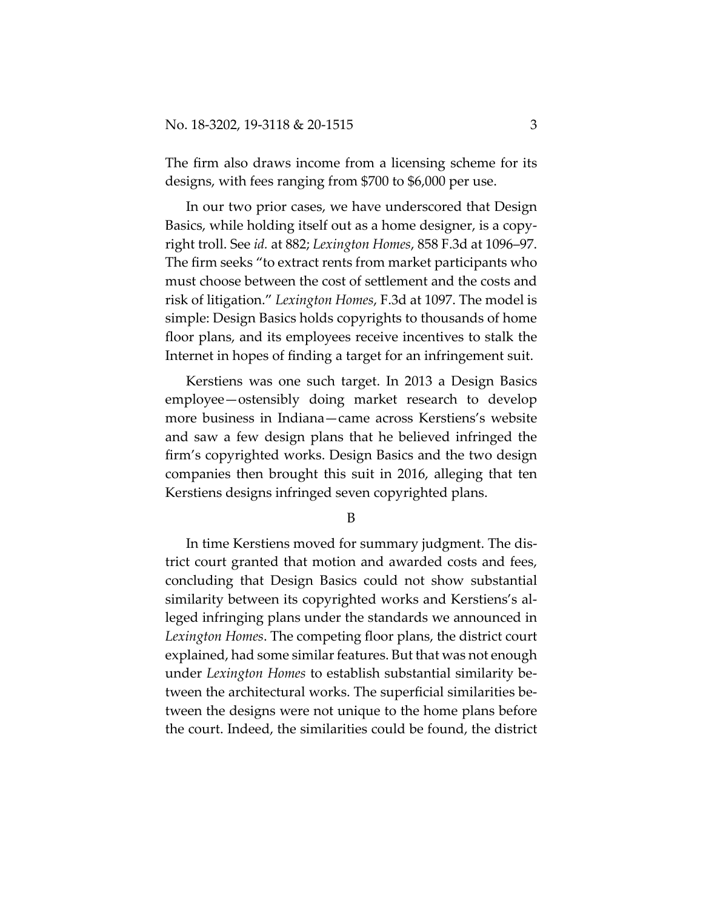The firm also draws income from a licensing scheme for its designs, with fees ranging from $700 to $6,000 per use.

In our two prior cases, we have underscored that Design Basics, while holding itself out as a home designer, is a copyright troll. See *id.* at 882; *Lexington Homes*, 858 F.3d at 1096–97. The firm seeks "to extract rents from market participants who must choose between the cost of settlement and the costs and risk of litigation." *Lexington Homes*, F.3d at 1097. The model is simple: Design Basics holds copyrights to thousands of home floor plans, and its employees receive incentives to stalk the Internet in hopes of finding a target for an infringement suit.

Kerstiens was one such target. In 2013 a Design Basics employee—ostensibly doing market research to develop more business in Indiana—came across Kerstiens's website and saw a few design plans that he believed infringed the firm's copyrighted works. Design Basics and the two design companies then brought this suit in 2016, alleging that ten Kerstiens designs infringed seven copyrighted plans.

### B

In time Kerstiens moved for summary judgment. The district court granted that motion and awarded costs and fees, concluding that Design Basics could not show substantial similarity between its copyrighted works and Kerstiens's alleged infringing plans under the standards we announced in *Lexington Homes*. The competing floor plans, the district court explained, had some similar features. But that was not enough under *Lexington Homes* to establish substantial similarity between the architectural works. The superficial similarities between the designs were not unique to the home plans before the court. Indeed, the similarities could be found, the district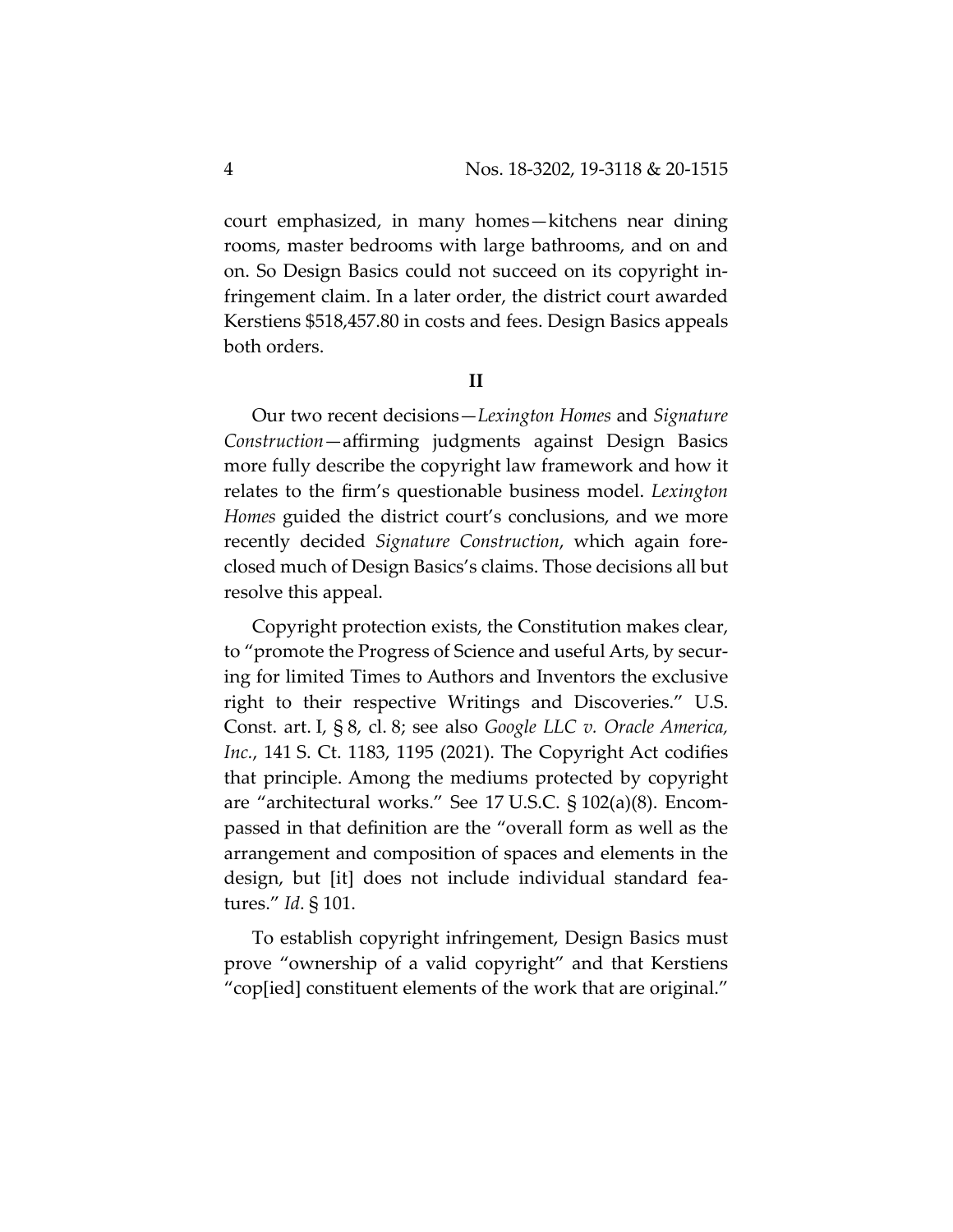court emphasized, in many homes—kitchens near dining rooms, master bedrooms with large bathrooms, and on and on. So Design Basics could not succeed on its copyright infringement claim. In a later order, the district court awarded Kerstiens $518,457.80 in costs and fees. Design Basics appeals both orders.

## II

Our two recent decisions—*Lexington Homes* and *Signature Construction*—affirming judgments against Design Basics more fully describe the copyright law framework and how it relates to the firm's questionable business model. *Lexington Homes* guided the district court's conclusions, and we more recently decided *Signature Construction*, which again foreclosed much of Design Basics's claims. Those decisions all but resolve this appeal.

Copyright protection exists, the Constitution makes clear, to "promote the Progress of Science and useful Arts, by securing for limited Times to Authors and Inventors the exclusive right to their respective Writings and Discoveries." U.S. Const. art. I, § 8, cl. 8; see also *Google LLC v. Oracle America, Inc.*, 141 S. Ct. 1183, 1195 (2021). The Copyright Act codifies that principle. Among the mediums protected by copyright are "architectural works." See 17 U.S.C. § 102(a)(8). Encompassed in that definition are the "overall form as well as the arrangement and composition of spaces and elements in the design, but [it] does not include individual standard features." *Id.* § 101.

To establish copyright infringement, Design Basics must prove "ownership of a valid copyright" and that Kerstiens "cop[ied] constituent elements of the work that are original."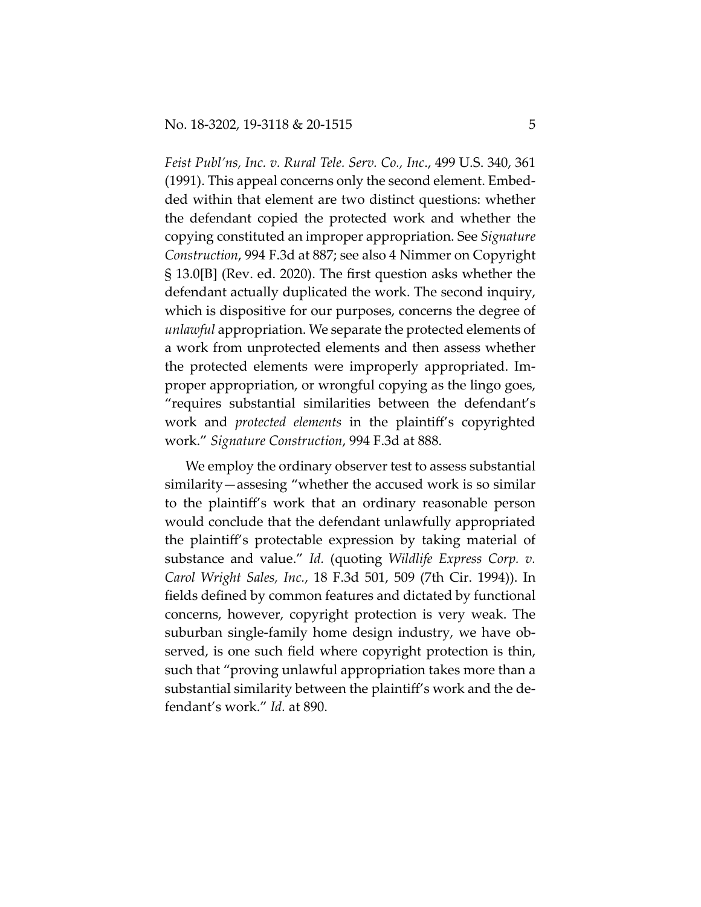*Feist Publ'ns, Inc. v. Rural Tele. Serv. Co., Inc.*, 499 U.S. 340, 361 (1991). This appeal concerns only the second element. Embedded within that element are two distinct questions: whether the defendant copied the protected work and whether the copying constituted an improper appropriation. See *Signature Construction*, 994 F.3d at 887; see also 4 Nimmer on Copyright § 13.0[B] (Rev. ed. 2020). The first question asks whether the defendant actually duplicated the work. The second inquiry, which is dispositive for our purposes, concerns the degree of *unlawful* appropriation. We separate the protected elements of a work from unprotected elements and then assess whether the protected elements were improperly appropriated. Improper appropriation, or wrongful copying as the lingo goes, "requires substantial similarities between the defendant's work and *protected elements* in the plaintiff's copyrighted work." *Signature Construction*, 994 F.3d at 888.

We employ the ordinary observer test to assess substantial similarity—assesing "whether the accused work is so similar to the plaintiff's work that an ordinary reasonable person would conclude that the defendant unlawfully appropriated the plaintiff's protectable expression by taking material of substance and value." *Id.* (quoting *Wildlife Express Corp. v. Carol Wright Sales, Inc.*, 18 F.3d 501, 509 (7th Cir. 1994)). In fields defined by common features and dictated by functional concerns, however, copyright protection is very weak. The suburban single-family home design industry, we have observed, is one such field where copyright protection is thin, such that "proving unlawful appropriation takes more than a substantial similarity between the plaintiff's work and the defendant's work." *Id.* at 890.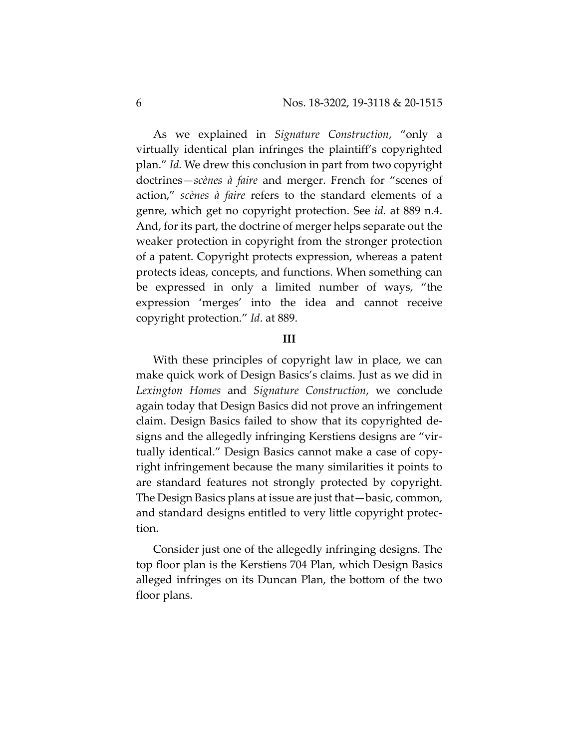As we explained in *Signature Construction*, "only a virtually identical plan infringes the plaintiff's copyrighted plan." *Id.* We drew this conclusion in part from two copyright doctrines—*scènes à faire* and merger. French for "scenes of action," *scènes à faire* refers to the standard elements of a genre, which get no copyright protection. See *id.* at 889 n.4. And, for its part, the doctrine of merger helps separate out the weaker protection in copyright from the stronger protection of a patent. Copyright protects expression, whereas a patent protects ideas, concepts, and functions. When something can be expressed in only a limited number of ways, "the expression 'merges' into the idea and cannot receive copyright protection." *Id*. at 889.

## III

With these principles of copyright law in place, we can make quick work of Design Basics's claims. Just as we did in *Lexington Homes* and *Signature Construction*, we conclude again today that Design Basics did not prove an infringement claim. Design Basics failed to show that its copyrighted designs and the allegedly infringing Kerstiens designs are "virtually identical." Design Basics cannot make a case of copyright infringement because the many similarities it points to are standard features not strongly protected by copyright. The Design Basics plans at issue are just that—basic, common, and standard designs entitled to very little copyright protection.

Consider just one of the allegedly infringing designs. The top floor plan is the Kerstiens 704 Plan, which Design Basics alleged infringes on its Duncan Plan, the bottom of the two floor plans.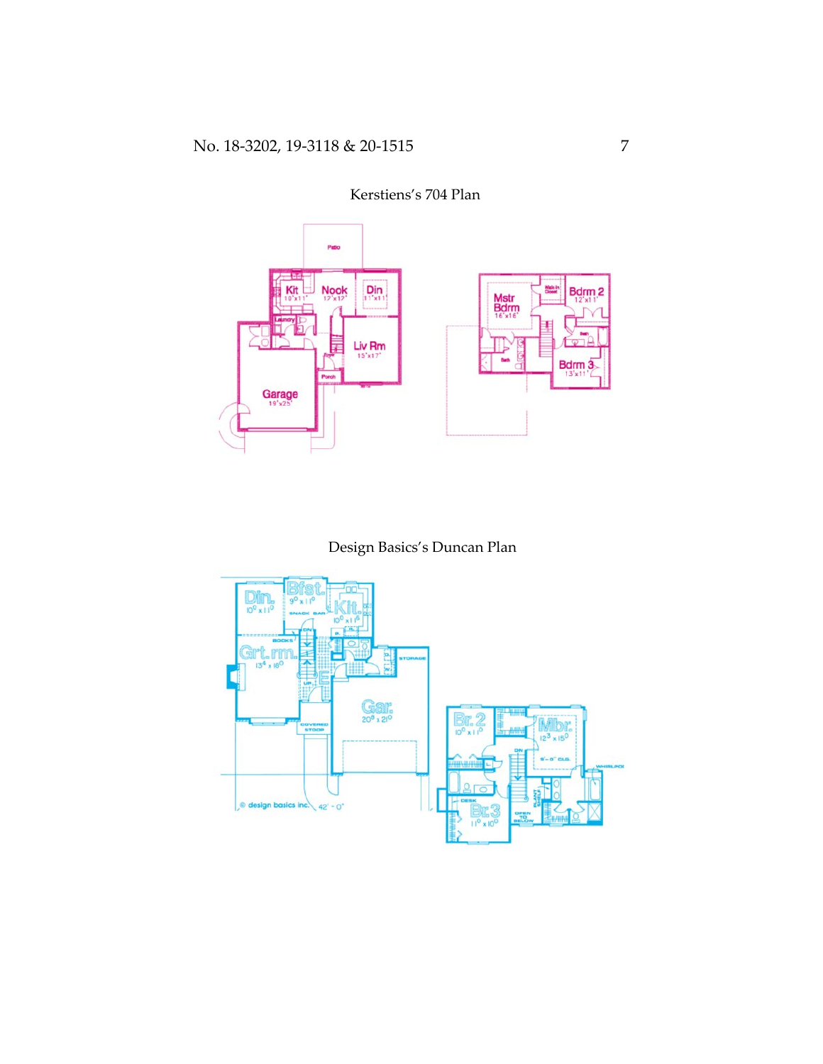Kerstiens's 704 Plan

Design Basics's Duncan Plan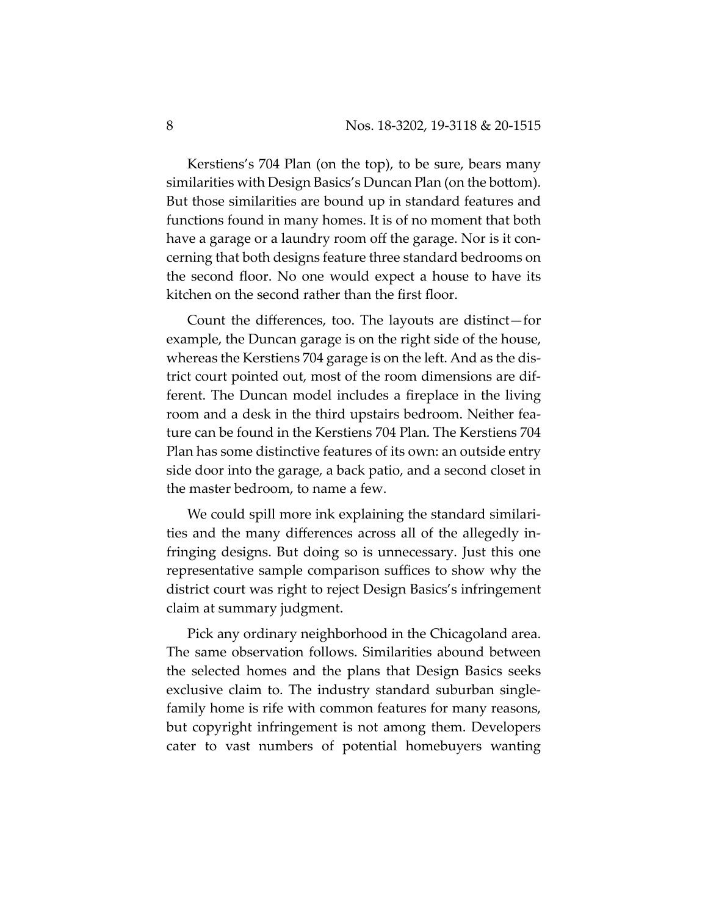Kerstiens's 704 Plan (on the top), to be sure, bears many similarities with Design Basics's Duncan Plan (on the bottom). But those similarities are bound up in standard features and functions found in many homes. It is of no moment that both have a garage or a laundry room off the garage. Nor is it concerning that both designs feature three standard bedrooms on the second floor. No one would expect a house to have its kitchen on the second rather than the first floor.

Count the differences, too. The layouts are distinct—for example, the Duncan garage is on the right side of the house, whereas the Kerstiens 704 garage is on the left. And as the district court pointed out, most of the room dimensions are different. The Duncan model includes a fireplace in the living room and a desk in the third upstairs bedroom. Neither feature can be found in the Kerstiens 704 Plan. The Kerstiens 704 Plan has some distinctive features of its own: an outside entry side door into the garage, a back patio, and a second closet in the master bedroom, to name a few.

We could spill more ink explaining the standard similarities and the many differences across all of the allegedly infringing designs. But doing so is unnecessary. Just this one representative sample comparison suffices to show why the district court was right to reject Design Basics's infringement claim at summary judgment.

Pick any ordinary neighborhood in the Chicagoland area. The same observation follows. Similarities abound between the selected homes and the plans that Design Basics seeks exclusive claim to. The industry standard suburban single-family home is rife with common features for many reasons, but copyright infringement is not among them. Developers cater to vast numbers of potential homebuyers wanting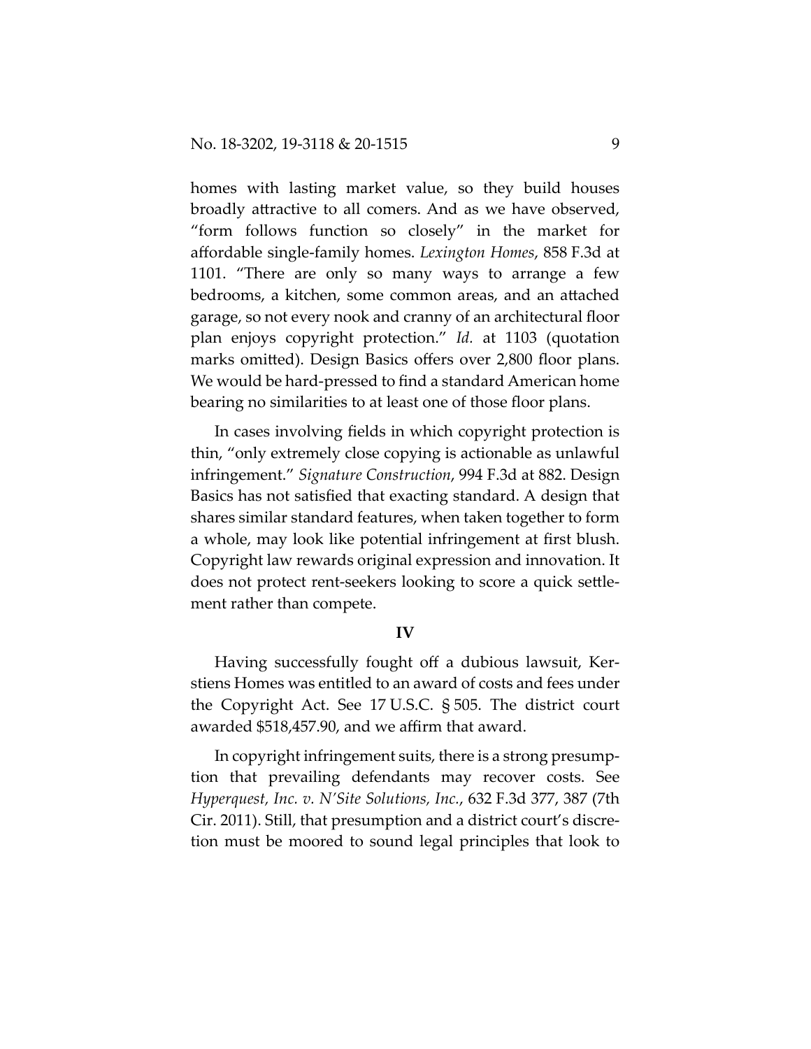homes with lasting market value, so they build houses broadly attractive to all comers. And as we have observed, "form follows function so closely" in the market for affordable single-family homes. *Lexington Homes*, 858 F.3d at 1101. "There are only so many ways to arrange a few bedrooms, a kitchen, some common areas, and an attached garage, so not every nook and cranny of an architectural floor plan enjoys copyright protection." *Id.* at 1103 (quotation marks omitted). Design Basics offers over 2,800 floor plans. We would be hard-pressed to find a standard American home bearing no similarities to at least one of those floor plans.

In cases involving fields in which copyright protection is thin, "only extremely close copying is actionable as unlawful infringement." *Signature Construction*, 994 F.3d at 882. Design Basics has not satisfied that exacting standard. A design that shares similar standard features, when taken together to form a whole, may look like potential infringement at first blush. Copyright law rewards original expression and innovation. It does not protect rent-seekers looking to score a quick settlement rather than compete.

**IV**

Having successfully fought off a dubious lawsuit, Kerstiens Homes was entitled to an award of costs and fees under the Copyright Act. See 17 U.S.C. § 505. The district court awarded $518,457.90, and we affirm that award.

In copyright infringement suits, there is a strong presumption that prevailing defendants may recover costs. See *Hyperquest, Inc. v. N'Site Solutions, Inc.*, 632 F.3d 377, 387 (7th Cir. 2011). Still, that presumption and a district court's discretion must be moored to sound legal principles that look to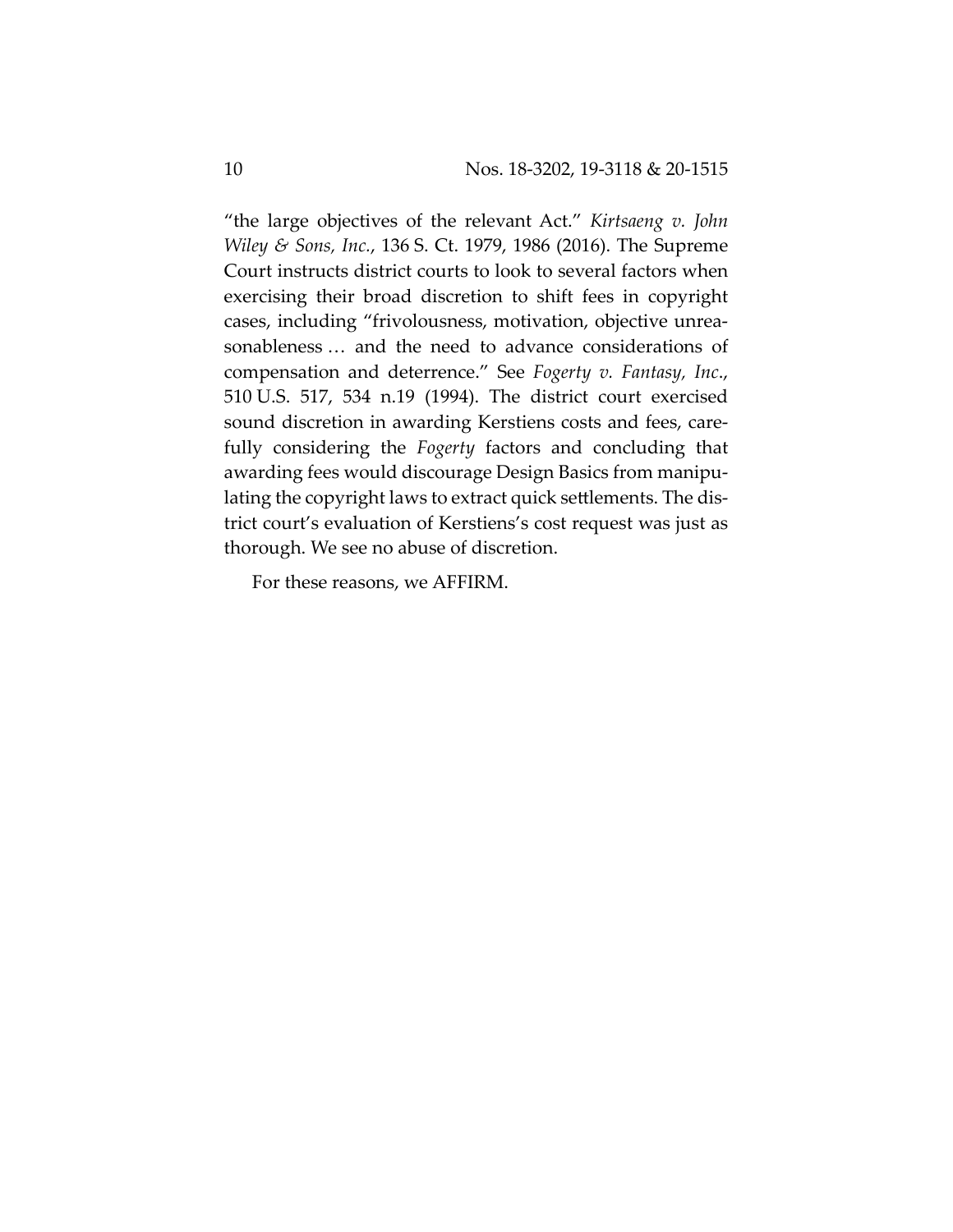"the large objectives of the relevant Act." *Kirtsaeng v. John Wiley & Sons, Inc.*, 136 S. Ct. 1979, 1986 (2016). The Supreme Court instructs district courts to look to several factors when exercising their broad discretion to shift fees in copyright cases, including "frivolousness, motivation, objective unreasonableness … and the need to advance considerations of compensation and deterrence." See *Fogerty v. Fantasy, Inc.*, 510 U.S. 517, 534 n.19 (1994). The district court exercised sound discretion in awarding Kerstiens costs and fees, carefully considering the *Fogerty* factors and concluding that awarding fees would discourage Design Basics from manipulating the copyright laws to extract quick settlements. The district court's evaluation of Kerstiens's cost request was just as thorough. We see no abuse of discretion.

For these reasons, we AFFIRM.